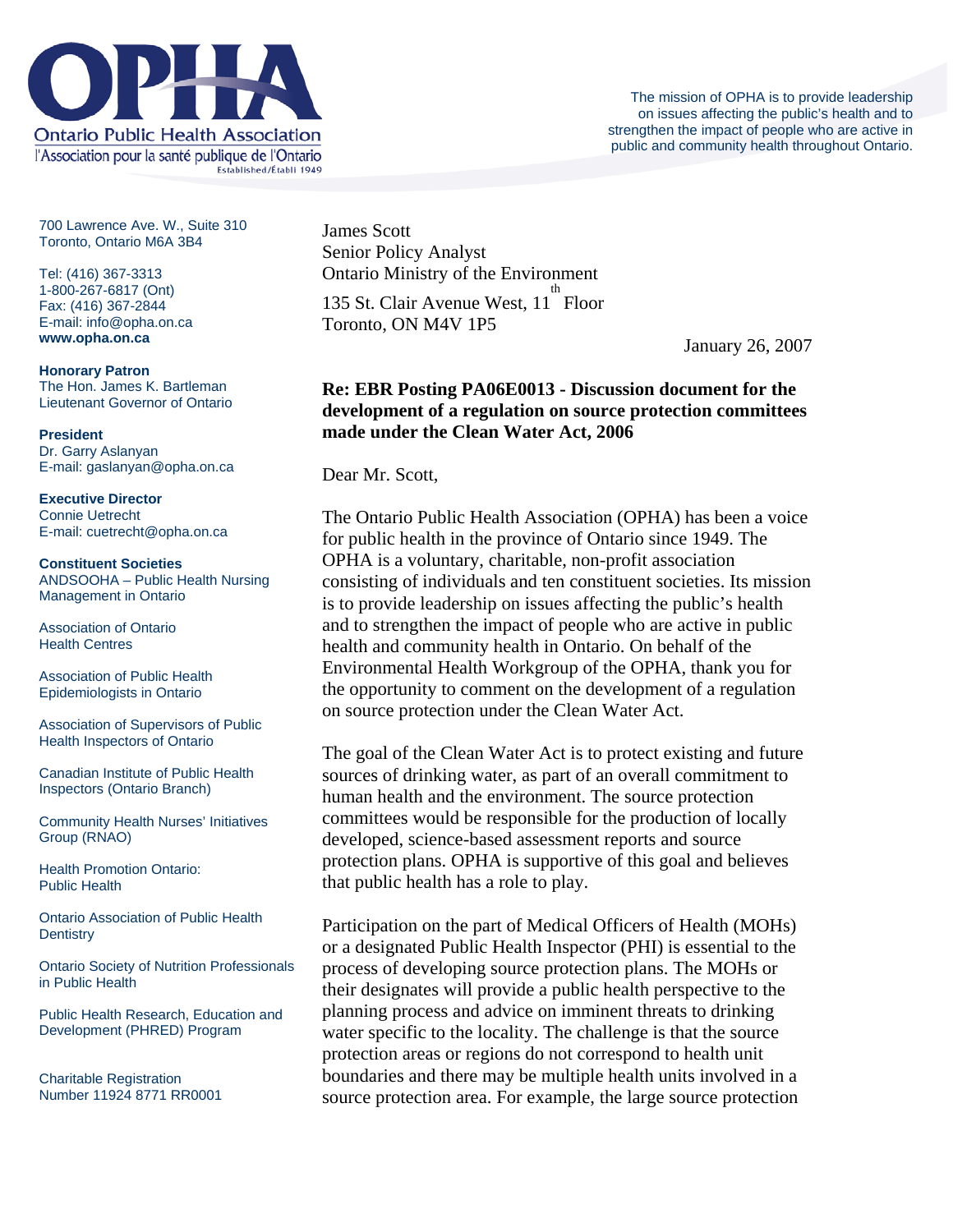# OPHA

Ontario Public Health Association

l'Association pour la santé publique de l'Ontario

Established/Établi 1949

The mission of OPHA is to provide leadership on issues affecting the public's health and to strengthen the impact of people who are active in public and community health throughout Ontario.

700 Lawrence Ave. W., Suite 310
Toronto, Ontario M6A 3B4

Tel: (416) 367-3313
1-800-267-6817 (Ont)
Fax: (416) 367-2844
E-mail: info@opha.on.ca
**www.opha.on.ca**

**Honorary Patron**
The Hon. James K. Bartleman
Lieutenant Governor of Ontario

**President**
Dr. Garry Aslanyan
E-mail: gaslanyan@opha.on.ca

**Executive Director**
Connie Uetrecht
E-mail: cuetrecht@opha.on.ca

**Constituent Societies**

ANDSOOHA – Public Health Nursing Management in Ontario

Association of Ontario Health Centres

Association of Public Health Epidemiologists in Ontario

Association of Supervisors of Public Health Inspectors of Ontario

Canadian Institute of Public Health Inspectors (Ontario Branch)

Community Health Nurses' Initiatives Group (RNAO)

Health Promotion Ontario: Public Health

Ontario Association of Public Health Dentistry

Ontario Society of Nutrition Professionals in Public Health

Public Health Research, Education and Development (PHRED) Program

Charitable Registration Number 11924 8771 RR0001

James Scott
Senior Policy Analyst
Ontario Ministry of the Environment
135 St. Clair Avenue West, 11th Floor
Toronto, ON M4V 1P5

January 26, 2007

**Re: EBR Posting PA06E0013 - Discussion document for the development of a regulation on source protection committees made under the Clean Water Act, 2006**

Dear Mr. Scott,

The Ontario Public Health Association (OPHA) has been a voice for public health in the province of Ontario since 1949. The OPHA is a voluntary, charitable, non-profit association consisting of individuals and ten constituent societies. Its mission is to provide leadership on issues affecting the public's health and to strengthen the impact of people who are active in public health and community health in Ontario. On behalf of the Environmental Health Workgroup of the OPHA, thank you for the opportunity to comment on the development of a regulation on source protection under the Clean Water Act.

The goal of the Clean Water Act is to protect existing and future sources of drinking water, as part of an overall commitment to human health and the environment. The source protection committees would be responsible for the production of locally developed, science-based assessment reports and source protection plans. OPHA is supportive of this goal and believes that public health has a role to play.

Participation on the part of Medical Officers of Health (MOHs) or a designated Public Health Inspector (PHI) is essential to the process of developing source protection plans. The MOHs or their designates will provide a public health perspective to the planning process and advice on imminent threats to drinking water specific to the locality. The challenge is that the source protection areas or regions do not correspond to health unit boundaries and there may be multiple health units involved in a source protection area. For example, the large source protection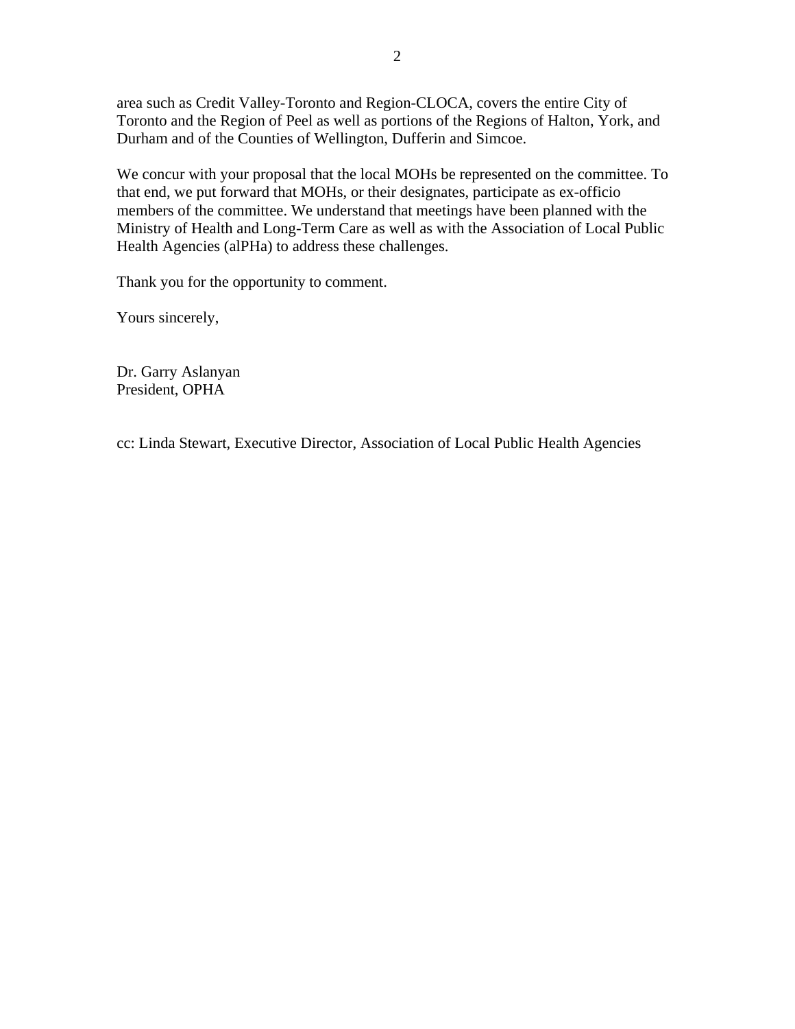area such as Credit Valley-Toronto and Region-CLOCA, covers the entire City of Toronto and the Region of Peel as well as portions of the Regions of Halton, York, and Durham and of the Counties of Wellington, Dufferin and Simcoe.

We concur with your proposal that the local MOHs be represented on the committee. To that end, we put forward that MOHs, or their designates, participate as ex-officio members of the committee. We understand that meetings have been planned with the Ministry of Health and Long-Term Care as well as with the Association of Local Public Health Agencies (alPHa) to address these challenges.

Thank you for the opportunity to comment.

Yours sincerely,

Dr. Garry Aslanyan
President, OPHA

cc: Linda Stewart, Executive Director, Association of Local Public Health Agencies